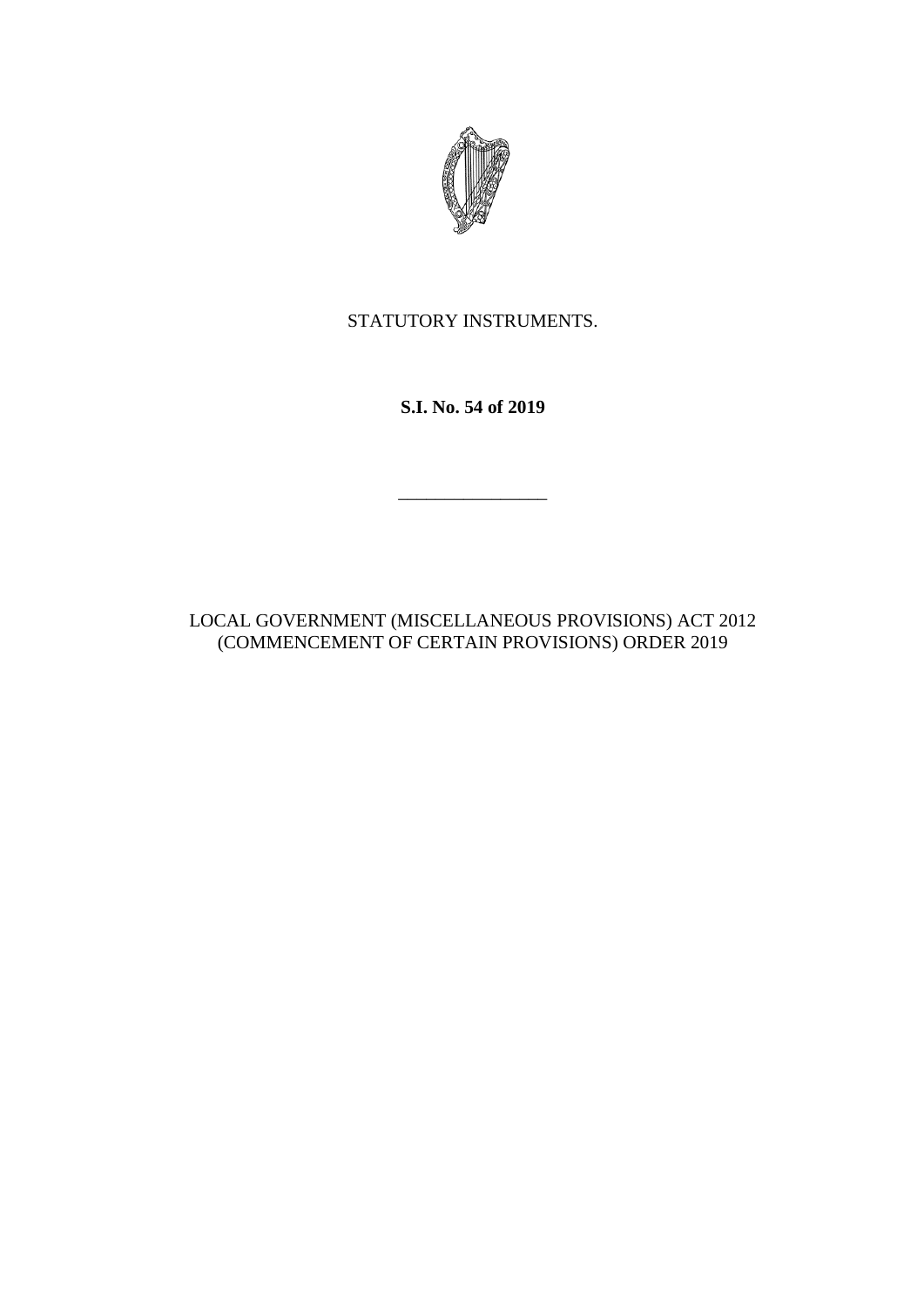STATUTORY INSTRUMENTS.

**S.I. No. 54 of 2019**

\_\_\_\_\_\_\_\_\_\_\_\_\_\_\_\_

LOCAL GOVERNMENT (MISCELLANEOUS PROVISIONS) ACT 2012 (COMMENCEMENT OF CERTAIN PROVISIONS) ORDER 2019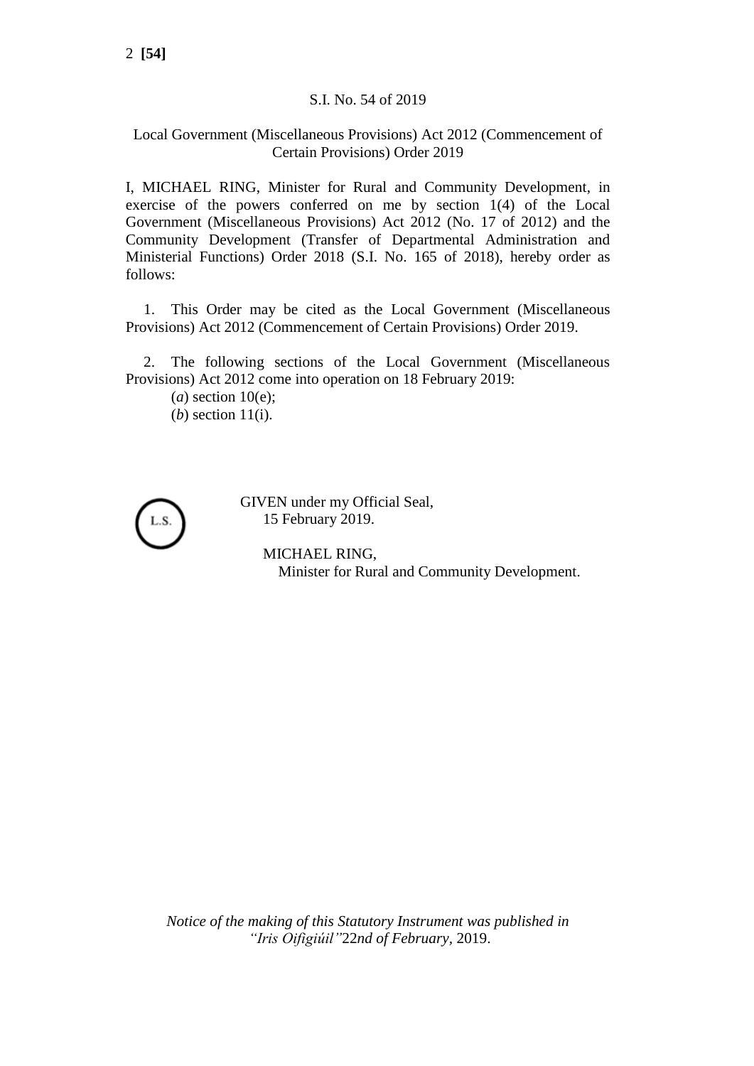S.I. No. 54 of 2019

Local Government (Miscellaneous Provisions) Act 2012 (Commencement of Certain Provisions) Order 2019

I, MICHAEL RING, Minister for Rural and Community Development, in exercise of the powers conferred on me by section 1(4) of the Local Government (Miscellaneous Provisions) Act 2012 (No. 17 of 2012) and the Community Development (Transfer of Departmental Administration and Ministerial Functions) Order 2018 (S.I. No. 165 of 2018), hereby order as follows:

1. This Order may be cited as the Local Government (Miscellaneous Provisions) Act 2012 (Commencement of Certain Provisions) Order 2019.

2. The following sections of the Local Government (Miscellaneous Provisions) Act 2012 come into operation on 18 February 2019:

(*a*) section 10(e);

(*b*) section 11(i).

L.S.

GIVEN under my Official Seal,
15 February 2019.

MICHAEL RING,
Minister for Rural and Community Development.

*Notice of the making of this Statutory Instrument was published in "Iris Oifigiúil"* 22*nd of February*, 2019.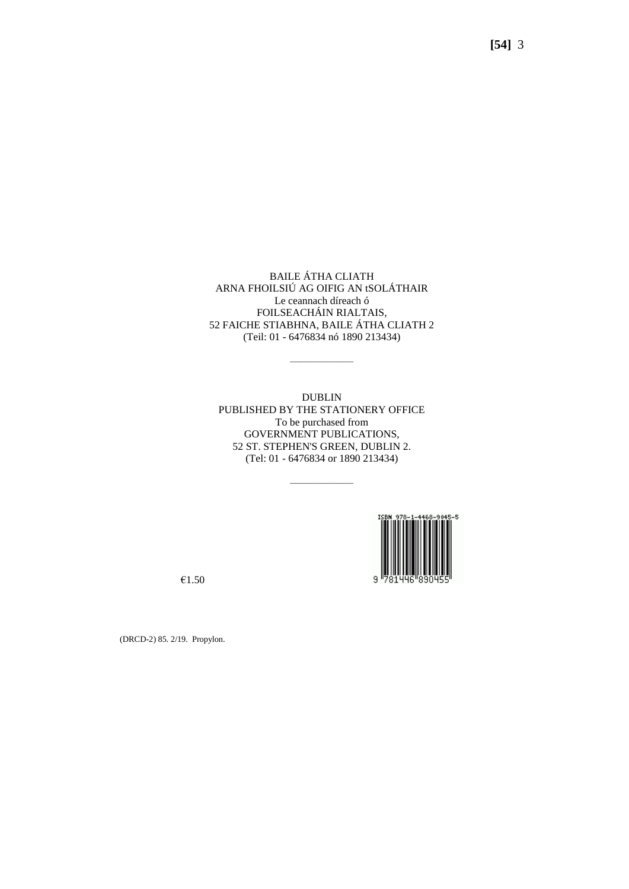BAILE ÁTHA CLIATH
ARNA FHOILSIÚ AG OIFIG AN tSOLÁTHAIR
Le ceannach díreach ó
FOILSEACHÁIN RIALTAIS,
52 FAICHE STIABHNA, BAILE ÁTHA CLIATH 2
(Teil: 01 - 6476834 nó 1890 213434)

---

DUBLIN
PUBLISHED BY THE STATIONERY OFFICE
To be purchased from
GOVERNMENT PUBLICATIONS,
52 ST. STEPHEN'S GREEN, DUBLIN 2.
(Tel: 01 - 6476834 or 1890 213434)

---

ISBN 978-1-4468-9045-5

9 781446 890455

€1.50

(DRCD-2) 85. 2/19. Propylon.